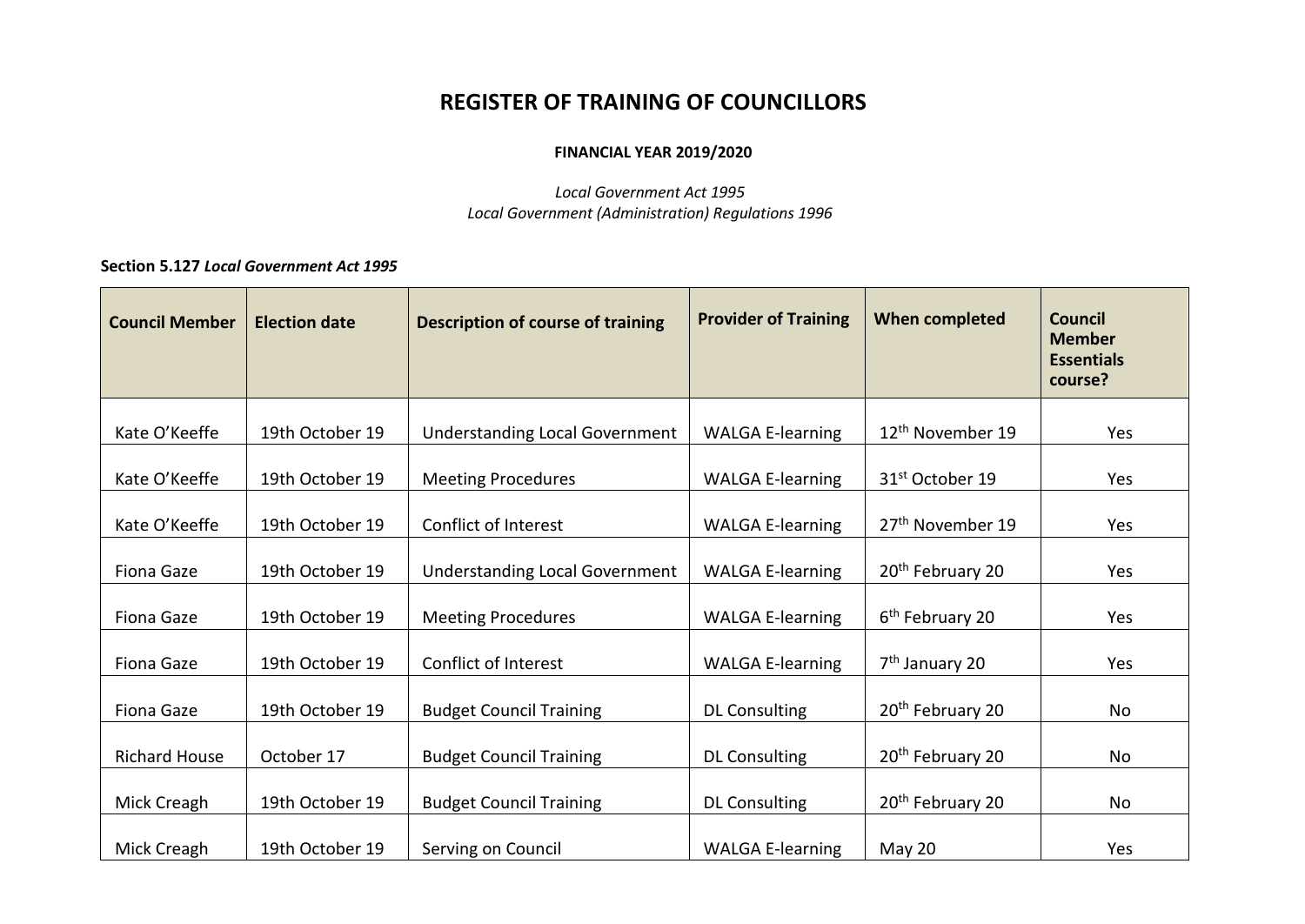# REGISTER OF TRAINING OF COUNCILLORS

**FINANCIAL YEAR 2019/2020**

*Local Government Act 1995*
*Local Government (Administration) Regulations 1996*

**Section 5.127 *Local Government Act 1995***

| Council Member | Election date | Description of course of training | Provider of Training | When completed | Council Member Essentials course? |
|---|---|---|---|---|---|
| Kate O'Keeffe | 19th October 19 | Understanding Local Government | WALGA E-learning | 12th November 19 | Yes |
| Kate O'Keeffe | 19th October 19 | Meeting Procedures | WALGA E-learning | 31st October 19 | Yes |
| Kate O'Keeffe | 19th October 19 | Conflict of Interest | WALGA E-learning | 27th November 19 | Yes |
| Fiona Gaze | 19th October 19 | Understanding Local Government | WALGA E-learning | 20th February 20 | Yes |
| Fiona Gaze | 19th October 19 | Meeting Procedures | WALGA E-learning | 6th February 20 | Yes |
| Fiona Gaze | 19th October 19 | Conflict of Interest | WALGA E-learning | 7th January 20 | Yes |
| Fiona Gaze | 19th October 19 | Budget Council Training | DL Consulting | 20th February 20 | No |
| Richard House | October 17 | Budget Council Training | DL Consulting | 20th February 20 | No |
| Mick Creagh | 19th October 19 | Budget Council Training | DL Consulting | 20th February 20 | No |
| Mick Creagh | 19th October 19 | Serving on Council | WALGA E-learning | May 20 | Yes |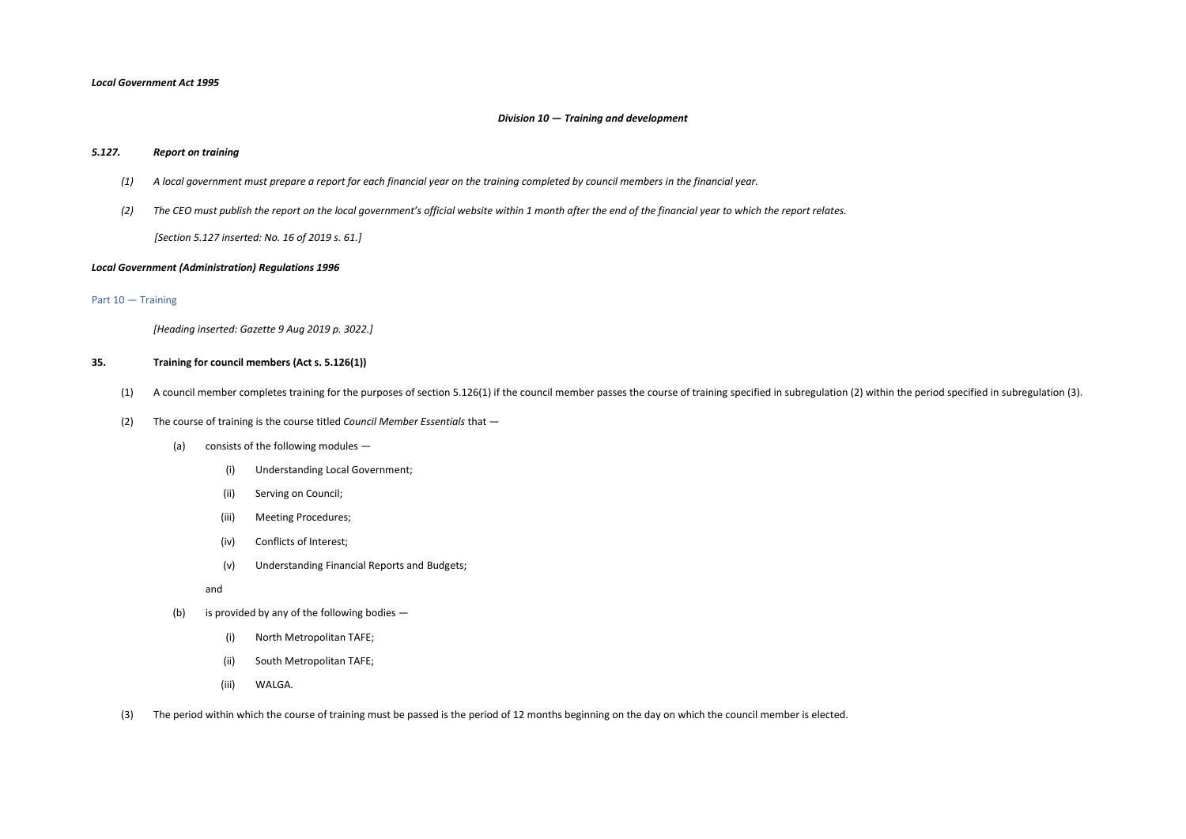***Local Government Act 1995***

***Division 10 — Training and development***

***5.127. Report on training***

*(1) A local government must prepare a report for each financial year on the training completed by council members in the financial year.*

*(2) The CEO must publish the report on the local government's official website within 1 month after the end of the financial year to which the report relates.*

*[Section 5.127 inserted: No. 16 of 2019 s. 61.]*

***Local Government (Administration) Regulations 1996***

Part 10 — Training

*[Heading inserted: Gazette 9 Aug 2019 p. 3022.]*

**35. Training for council members (Act s. 5.126(1))**

(1) A council member completes training for the purposes of section 5.126(1) if the council member passes the course of training specified in subregulation (2) within the period specified in subregulation (3).

(2) The course of training is the course titled *Council Member Essentials* that —

(a) consists of the following modules —

(i) Understanding Local Government;

(ii) Serving on Council;

(iii) Meeting Procedures;

(iv) Conflicts of Interest;

(v) Understanding Financial Reports and Budgets;

and

(b) is provided by any of the following bodies —

(i) North Metropolitan TAFE;

(ii) South Metropolitan TAFE;

(iii) WALGA.

(3) The period within which the course of training must be passed is the period of 12 months beginning on the day on which the council member is elected.